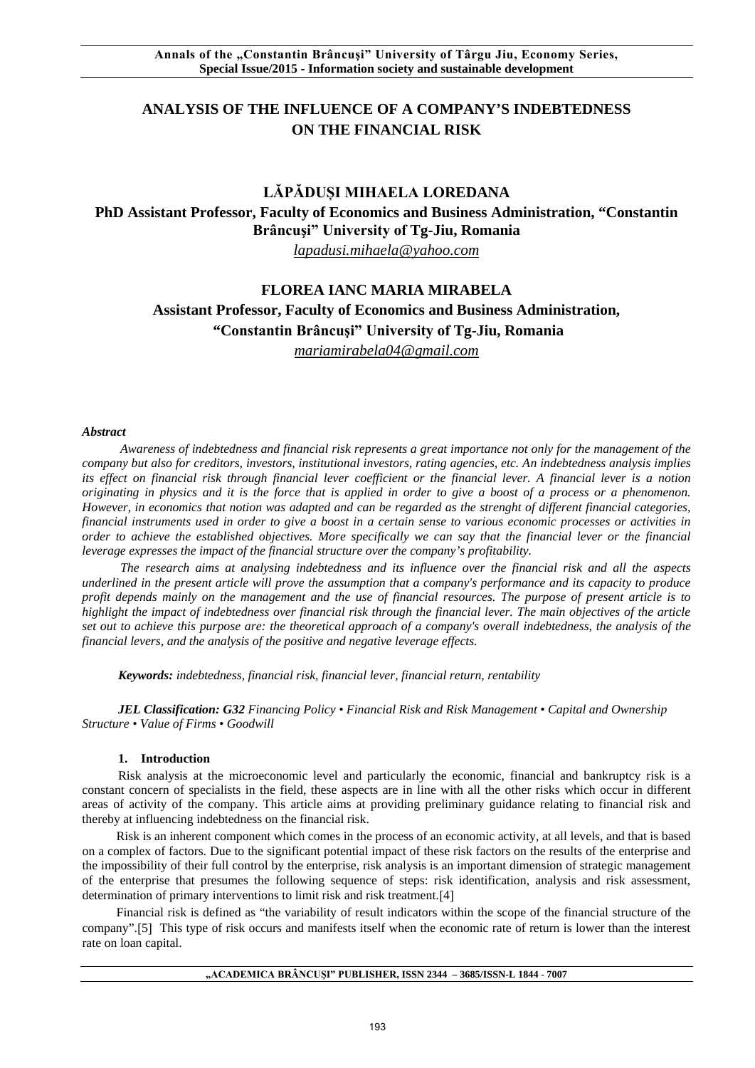# ANALYSIS OF THE INFLUENCE OF A COMPANY'S INDEBTEDNESS ON THE FINANCIAL RISK

**LĂPĂDUŞI MIHAELA LOREDANA**
**PhD Assistant Professor, Faculty of Economics and Business Administration, "Constantin Brâncuşi" University of Tg-Jiu, Romania**
*lapadusi.mihaela@yahoo.com*

**FLOREA IANC MARIA MIRABELA**
**Assistant Professor, Faculty of Economics and Business Administration, "Constantin Brâncuşi" University of Tg-Jiu, Romania**
*mariamirabela04@gmail.com*

***Abstract***

*Awareness of indebtedness and financial risk represents a great importance not only for the management of the company but also for creditors, investors, institutional investors, rating agencies, etc. An indebtedness analysis implies its effect on financial risk through financial lever coefficient or the financial lever. A financial lever is a notion originating in physics and it is the force that is applied in order to give a boost of a process or a phenomenon. However, in economics that notion was adapted and can be regarded as the strenght of different financial categories, financial instruments used in order to give a boost in a certain sense to various economic processes or activities in order to achieve the established objectives. More specifically we can say that the financial lever or the financial leverage expresses the impact of the financial structure over the company's profitability.*

*The research aims at analysing indebtedness and its influence over the financial risk and all the aspects underlined in the present article will prove the assumption that a company's performance and its capacity to produce profit depends mainly on the management and the use of financial resources. The purpose of present article is to highlight the impact of indebtedness over financial risk through the financial lever. The main objectives of the article set out to achieve this purpose are: the theoretical approach of a company's overall indebtedness, the analysis of the financial levers, and the analysis of the positive and negative leverage effects.*

***Keywords:*** *indebtedness, financial risk, financial lever, financial return, rentability*

***JEL Classification: G32*** *Financing Policy • Financial Risk and Risk Management • Capital and Ownership Structure • Value of Firms • Goodwill*

## 1. Introduction

Risk analysis at the microeconomic level and particularly the economic, financial and bankruptcy risk is a constant concern of specialists in the field, these aspects are in line with all the other risks which occur in different areas of activity of the company. This article aims at providing preliminary guidance relating to financial risk and thereby at influencing indebtedness on the financial risk.

Risk is an inherent component which comes in the process of an economic activity, at all levels, and that is based on a complex of factors. Due to the significant potential impact of these risk factors on the results of the enterprise and the impossibility of their full control by the enterprise, risk analysis is an important dimension of strategic management of the enterprise that presumes the following sequence of steps: risk identification, analysis and risk assessment, determination of primary interventions to limit risk and risk treatment.[4]

Financial risk is defined as "the variability of result indicators within the scope of the financial structure of the company".[5] This type of risk occurs and manifests itself when the economic rate of return is lower than the interest rate on loan capital.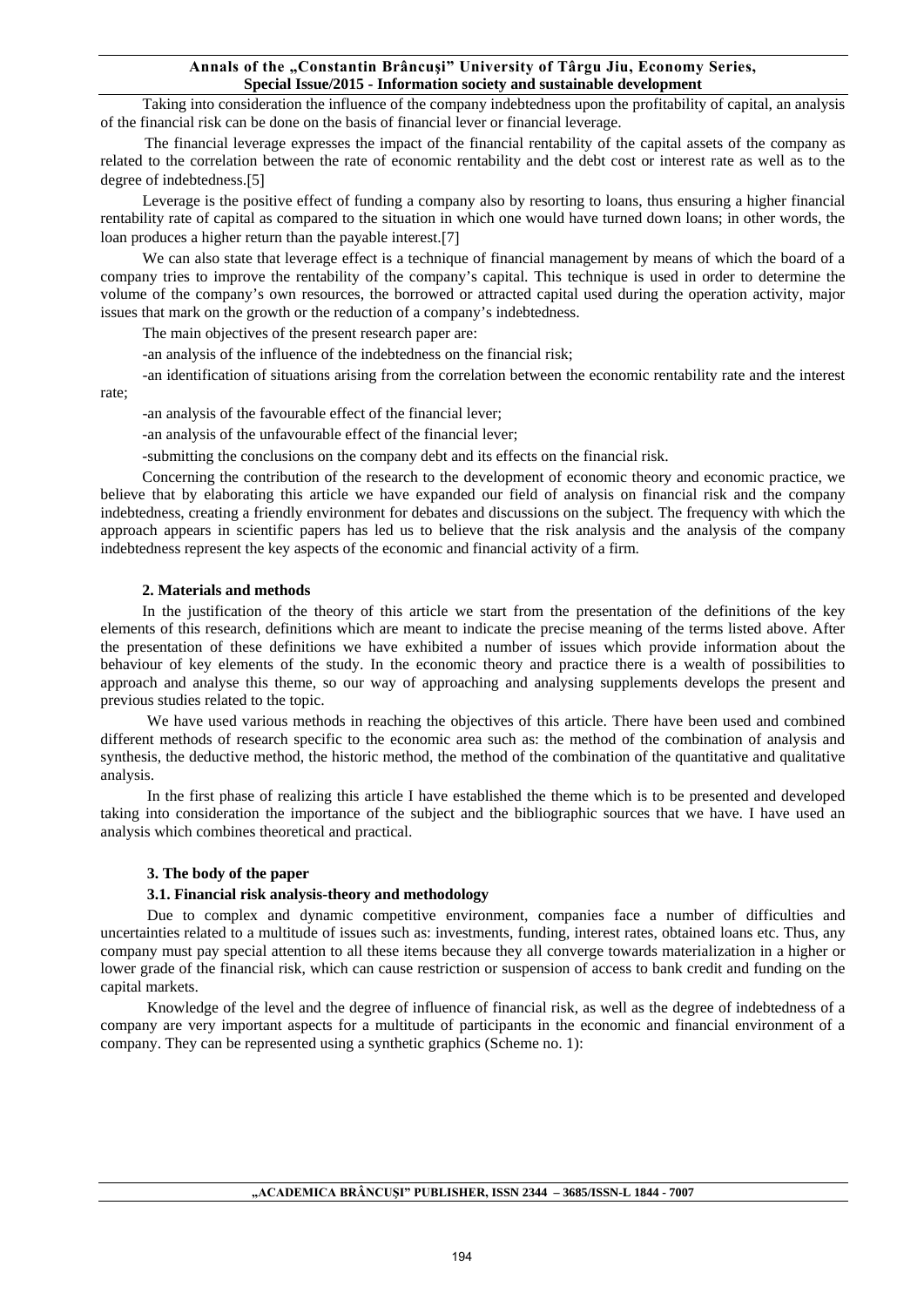Taking into consideration the influence of the company indebtedness upon the profitability of capital, an analysis of the financial risk can be done on the basis of financial lever or financial leverage.

The financial leverage expresses the impact of the financial rentability of the capital assets of the company as related to the correlation between the rate of economic rentability and the debt cost or interest rate as well as to the degree of indebtedness.[5]

Leverage is the positive effect of funding a company also by resorting to loans, thus ensuring a higher financial rentability rate of capital as compared to the situation in which one would have turned down loans; in other words, the loan produces a higher return than the payable interest.[7]

We can also state that leverage effect is a technique of financial management by means of which the board of a company tries to improve the rentability of the company's capital. This technique is used in order to determine the volume of the company's own resources, the borrowed or attracted capital used during the operation activity, major issues that mark on the growth or the reduction of a company's indebtedness.

The main objectives of the present research paper are:

-an analysis of the influence of the indebtedness on the financial risk;

-an identification of situations arising from the correlation between the economic rentability rate and the interest rate;

-an analysis of the favourable effect of the financial lever;

-an analysis of the unfavourable effect of the financial lever;

-submitting the conclusions on the company debt and its effects on the financial risk.

Concerning the contribution of the research to the development of economic theory and economic practice, we believe that by elaborating this article we have expanded our field of analysis on financial risk and the company indebtedness, creating a friendly environment for debates and discussions on the subject. The frequency with which the approach appears in scientific papers has led us to believe that the risk analysis and the analysis of the company indebtedness represent the key aspects of the economic and financial activity of a firm.

## 2. Materials and methods

In the justification of the theory of this article we start from the presentation of the definitions of the key elements of this research, definitions which are meant to indicate the precise meaning of the terms listed above. After the presentation of these definitions we have exhibited a number of issues which provide information about the behaviour of key elements of the study. In the economic theory and practice there is a wealth of possibilities to approach and analyse this theme, so our way of approaching and analysing supplements develops the present and previous studies related to the topic.

We have used various methods in reaching the objectives of this article. There have been used and combined different methods of research specific to the economic area such as: the method of the combination of analysis and synthesis, the deductive method, the historic method, the method of the combination of the quantitative and qualitative analysis.

In the first phase of realizing this article I have established the theme which is to be presented and developed taking into consideration the importance of the subject and the bibliographic sources that we have. I have used an analysis which combines theoretical and practical.

## 3. The body of the paper

### 3.1. Financial risk analysis-theory and methodology

Due to complex and dynamic competitive environment, companies face a number of difficulties and uncertainties related to a multitude of issues such as: investments, funding, interest rates, obtained loans etc. Thus, any company must pay special attention to all these items because they all converge towards materialization in a higher or lower grade of the financial risk, which can cause restriction or suspension of access to bank credit and funding on the capital markets.

Knowledge of the level and the degree of influence of financial risk, as well as the degree of indebtedness of a company are very important aspects for a multitude of participants in the economic and financial environment of a company. They can be represented using a synthetic graphics (Scheme no. 1):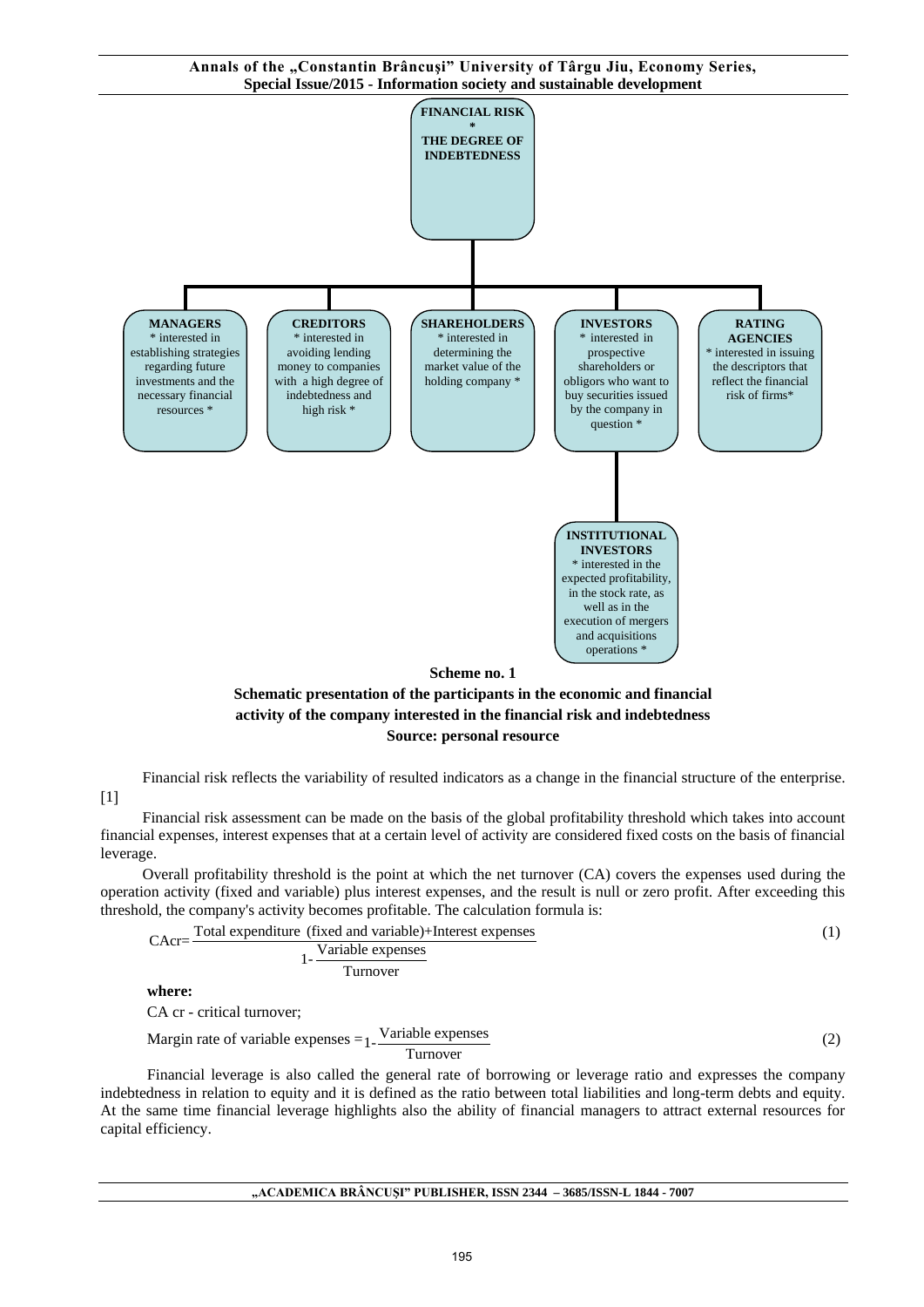FINANCIAL RISK
*
THE DEGREE OF INDEBTEDNESS

MANAGERS
* interested in establishing strategies regarding future investments and the necessary financial resources *

CREDITORS
* interested in avoiding lending money to companies with a high degree of indebtedness and high risk *

SHAREHOLDERS
* interested in determining the market value of the holding company *

INVESTORS
* interested in prospective shareholders or obligors who want to buy securities issued by the company in question *

RATING AGENCIES
* interested in issuing the descriptors that reflect the financial risk of firms*

INSTITUTIONAL INVESTORS
* interested in the expected profitability, in the stock rate, as well as in the execution of mergers and acquisitions operations *

**Scheme no. 1**

**Schematic presentation of the participants in the economic and financial activity of the company interested in the financial risk and indebtedness**

**Source: personal resource**

Financial risk reflects the variability of resulted indicators as a change in the financial structure of the enterprise. [1]

Financial risk assessment can be made on the basis of the global profitability threshold which takes into account financial expenses, interest expenses that at a certain level of activity are considered fixed costs on the basis of financial leverage.

Overall profitability threshold is the point at which the net turnover (CA) covers the expenses used during the operation activity (fixed and variable) plus interest expenses, and the result is null or zero profit. After exceeding this threshold, the company's activity becomes profitable. The calculation formula is:

$$CAcr = \frac{\text{Total expenditure (fixed and variable)} + \text{Interest expenses}}{1 - \dfrac{\text{Variable expenses}}{\text{Turnover}}} \quad (1)$$

**where:**

CA cr - critical turnover;

$$\text{Margin rate of variable expenses} = 1 - \frac{\text{Variable expenses}}{\text{Turnover}} \quad (2)$$

Financial leverage is also called the general rate of borrowing or leverage ratio and expresses the company indebtedness in relation to equity and it is defined as the ratio between total liabilities and long-term debts and equity. At the same time financial leverage highlights also the ability of financial managers to attract external resources for capital efficiency.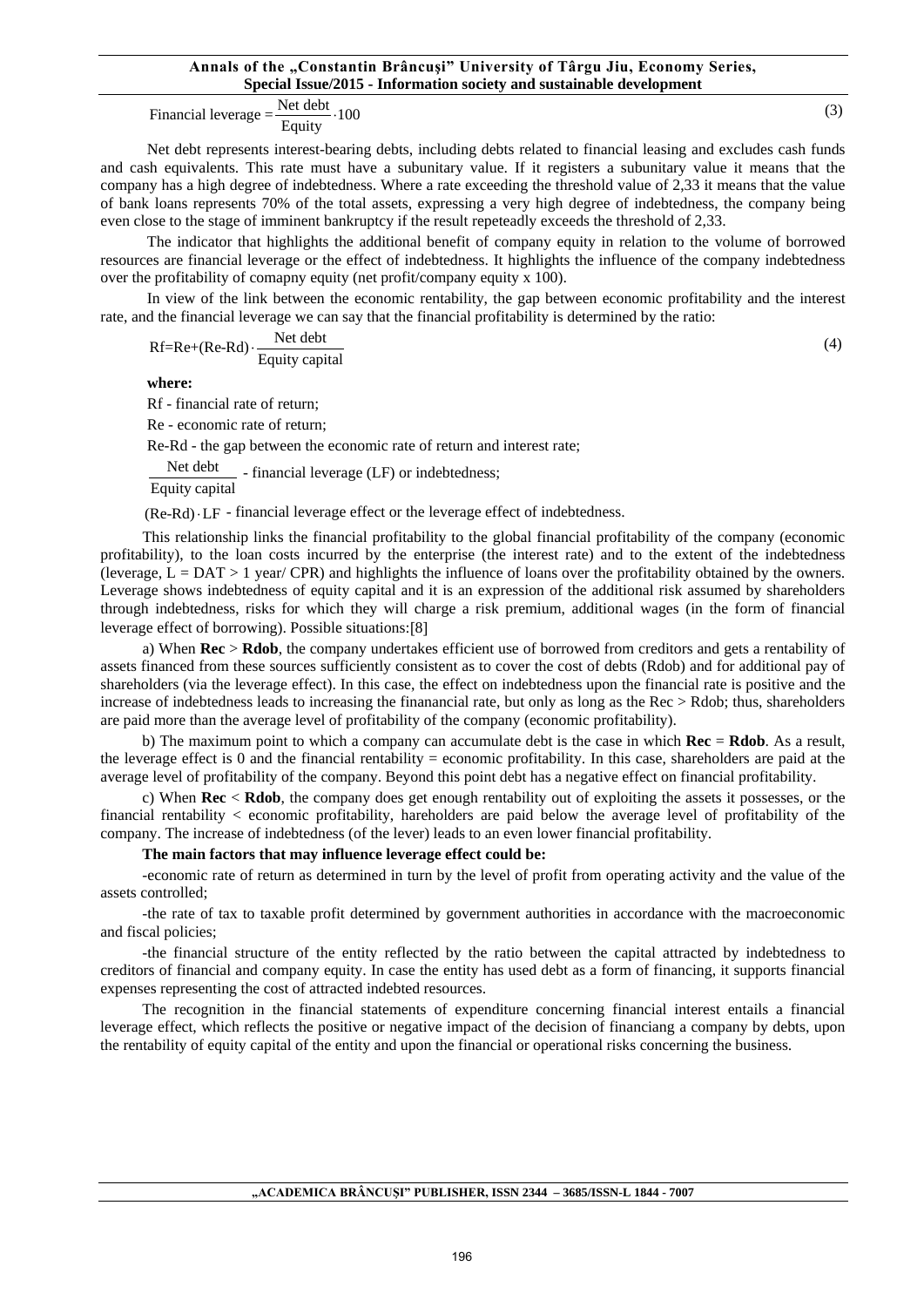$$\text{Financial leverage} = \frac{\text{Net debt}}{\text{Equity}} \cdot 100 \quad (3)$$

Net debt represents interest-bearing debts, including debts related to financial leasing and excludes cash funds and cash equivalents. This rate must have a subunitary value. If it registers a subunitary value it means that the company has a high degree of indebtedness. Where a rate exceeding the threshold value of 2,33 it means that the value of bank loans represents 70% of the total assets, expressing a very high degree of indebtedness, the company being even close to the stage of imminent bankruptcy if the result repeteadly exceeds the threshold of 2,33.

The indicator that highlights the additional benefit of company equity in relation to the volume of borrowed resources are financial leverage or the effect of indebtedness. It highlights the influence of the company indebtedness over the profitability of comapny equity (net profit/company equity x 100).

In view of the link between the economic rentability, the gap between economic profitability and the interest rate, and the financial leverage we can say that the financial profitability is determined by the ratio:

$$\text{Rf} = \text{Re} + (\text{Re} - \text{Rd}) \cdot \frac{\text{Net debt}}{\text{Equity capital}} \quad (4)$$

**where:**

Rf - financial rate of return;

Re - economic rate of return;

Re-Rd - the gap between the economic rate of return and interest rate;

$\frac{\text{Net debt}}{\text{Equity capital}}$ - financial leverage (LF) or indebtedness;

$(\text{Re-Rd}) \cdot \text{LF}$ - financial leverage effect or the leverage effect of indebtedness.

This relationship links the financial profitability to the global financial profitability of the company (economic profitability), to the loan costs incurred by the enterprise (the interest rate) and to the extent of the indebtedness (leverage, L = DAT > 1 year/ CPR) and highlights the influence of loans over the profitability obtained by the owners. Leverage shows indebtedness of equity capital and it is an expression of the additional risk assumed by shareholders through indebtedness, risks for which they will charge a risk premium, additional wages (in the form of financial leverage effect of borrowing). Possible situations:[8]

a) When **Rec** > **Rdob**, the company undertakes efficient use of borrowed from creditors and gets a rentability of assets financed from these sources sufficiently consistent as to cover the cost of debts (Rdob) and for additional pay of shareholders (via the leverage effect). In this case, the effect on indebtedness upon the financial rate is positive and the increase of indebtedness leads to increasing the finanancial rate, but only as long as the Rec > Rdob; thus, shareholders are paid more than the average level of profitability of the company (economic profitability).

b) The maximum point to which a company can accumulate debt is the case in which **Rec** = **Rdob**. As a result, the leverage effect is 0 and the financial rentability = economic profitability. In this case, shareholders are paid at the average level of profitability of the company. Beyond this point debt has a negative effect on financial profitability.

c) When **Rec** < **Rdob**, the company does get enough rentability out of exploiting the assets it possesses, or the financial rentability < economic profitability, hareholders are paid below the average level of profitability of the company. The increase of indebtedness (of the lever) leads to an even lower financial profitability.

**The main factors that may influence leverage effect could be:**

-economic rate of return as determined in turn by the level of profit from operating activity and the value of the assets controlled;

-the rate of tax to taxable profit determined by government authorities in accordance with the macroeconomic and fiscal policies;

-the financial structure of the entity reflected by the ratio between the capital attracted by indebtedness to creditors of financial and company equity. In case the entity has used debt as a form of financing, it supports financial expenses representing the cost of attracted indebted resources.

The recognition in the financial statements of expenditure concerning financial interest entails a financial leverage effect, which reflects the positive or negative impact of the decision of financiang a company by debts, upon the rentability of equity capital of the entity and upon the financial or operational risks concerning the business.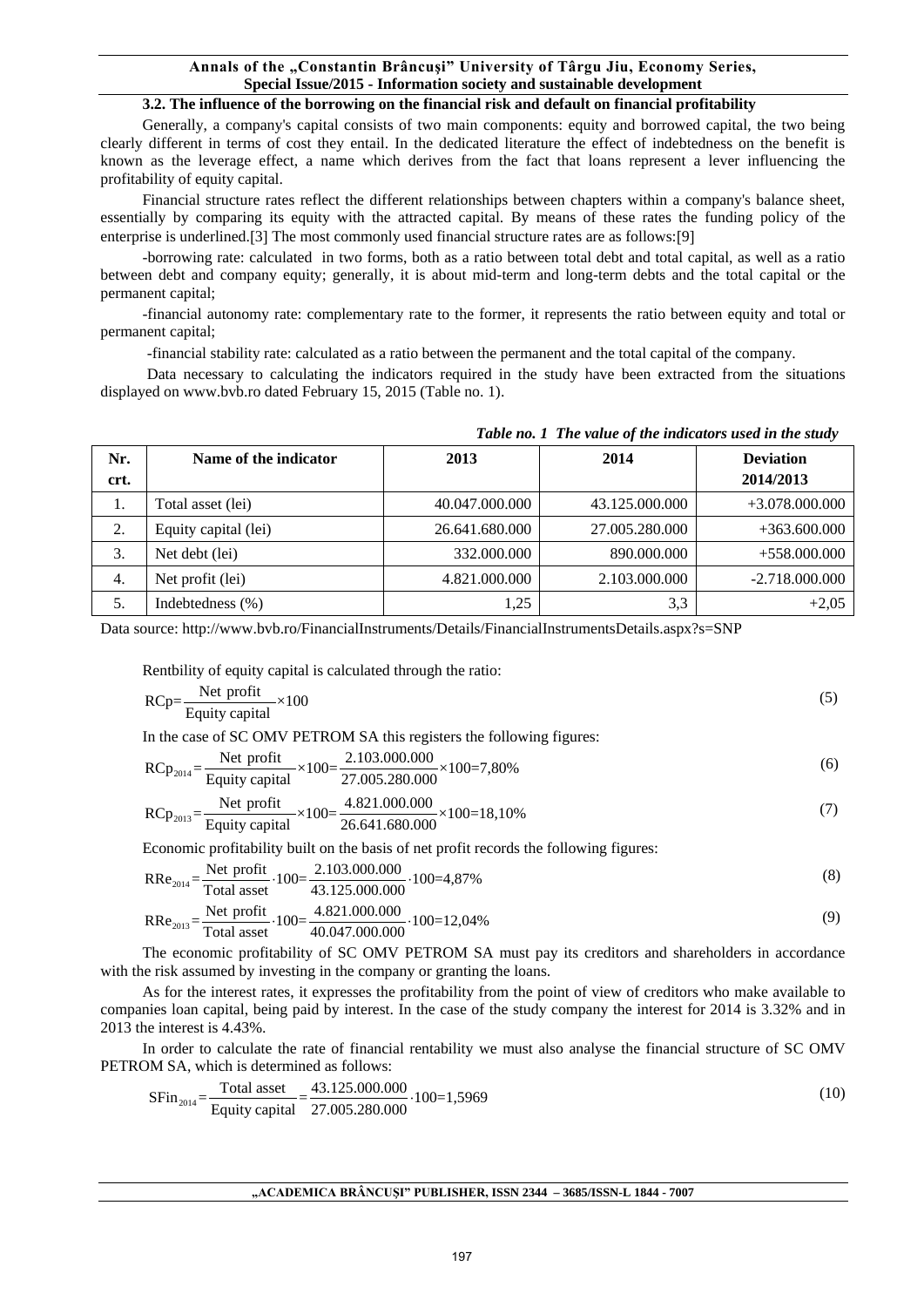### 3.2. The influence of the borrowing on the financial risk and default on financial profitability

Generally, a company's capital consists of two main components: equity and borrowed capital, the two being clearly different in terms of cost they entail. In the dedicated literature the effect of indebtedness on the benefit is known as the leverage effect, a name which derives from the fact that loans represent a lever influencing the profitability of equity capital.

Financial structure rates reflect the different relationships between chapters within a company's balance sheet, essentially by comparing its equity with the attracted capital. By means of these rates the funding policy of the enterprise is underlined.[3] The most commonly used financial structure rates are as follows:[9]

-borrowing rate: calculated in two forms, both as a ratio between total debt and total capital, as well as a ratio between debt and company equity; generally, it is about mid-term and long-term debts and the total capital or the permanent capital;

-financial autonomy rate: complementary rate to the former, it represents the ratio between equity and total or permanent capital;

-financial stability rate: calculated as a ratio between the permanent and the total capital of the company.

Data necessary to calculating the indicators required in the study have been extracted from the situations displayed on www.bvb.ro dated February 15, 2015 (Table no. 1).

***Table no. 1 The value of the indicators used in the study***

| Nr. crt. | Name of the indicator | 2013 | 2014 | Deviation 2014/2013 |
|---|---|---|---|---|
| 1. | Total asset (lei) | 40.047.000.000 | 43.125.000.000 | +3.078.000.000 |
| 2. | Equity capital (lei) | 26.641.680.000 | 27.005.280.000 | +363.600.000 |
| 3. | Net debt (lei) | 332.000.000 | 890.000.000 | +558.000.000 |
| 4. | Net profit (lei) | 4.821.000.000 | 2.103.000.000 | -2.718.000.000 |
| 5. | Indebtedness (%) | 1,25 | 3,3 | +2,05 |

Data source: http://www.bvb.ro/FinancialInstruments/Details/FinancialInstrumentsDetails.aspx?s=SNP

Rentbility of equity capital is calculated through the ratio:

$$RCp=\frac{\text{Net profit}}{\text{Equity capital}}\times 100 \tag{5}$$

In the case of SC OMV PETROM SA this registers the following figures:

$$RCp_{2014}=\frac{\text{Net profit}}{\text{Equity capital}}\times 100=\frac{2.103.000.000}{27.005.280.000}\times 100=7{,}80\% \tag{6}$$

$$RCp_{2013}=\frac{\text{Net profit}}{\text{Equity capital}}\times 100=\frac{4.821.000.000}{26.641.680.000}\times 100=18{,}10\% \tag{7}$$

Economic profitability built on the basis of net profit records the following figures:

$$RRe_{2014}=\frac{\text{Net profit}}{\text{Total asset}}\cdot 100=\frac{2.103.000.000}{43.125.000.000}\cdot 100=4{,}87\% \tag{8}$$

$$RRe_{2013}=\frac{\text{Net profit}}{\text{Total asset}}\cdot 100=\frac{4.821.000.000}{40.047.000.000}\cdot 100=12{,}04\% \tag{9}$$

The economic profitability of SC OMV PETROM SA must pay its creditors and shareholders in accordance with the risk assumed by investing in the company or granting the loans.

As for the interest rates, it expresses the profitability from the point of view of creditors who make available to companies loan capital, being paid by interest. In the case of the study company the interest for 2014 is 3.32% and in 2013 the interest is 4.43%.

In order to calculate the rate of financial rentability we must also analyse the financial structure of SC OMV PETROM SA, which is determined as follows:

$$SFin_{2014}=\frac{\text{Total asset}}{\text{Equity capital}}=\frac{43.125.000.000}{27.005.280.000}\cdot 100=1{,}5969 \tag{10}$$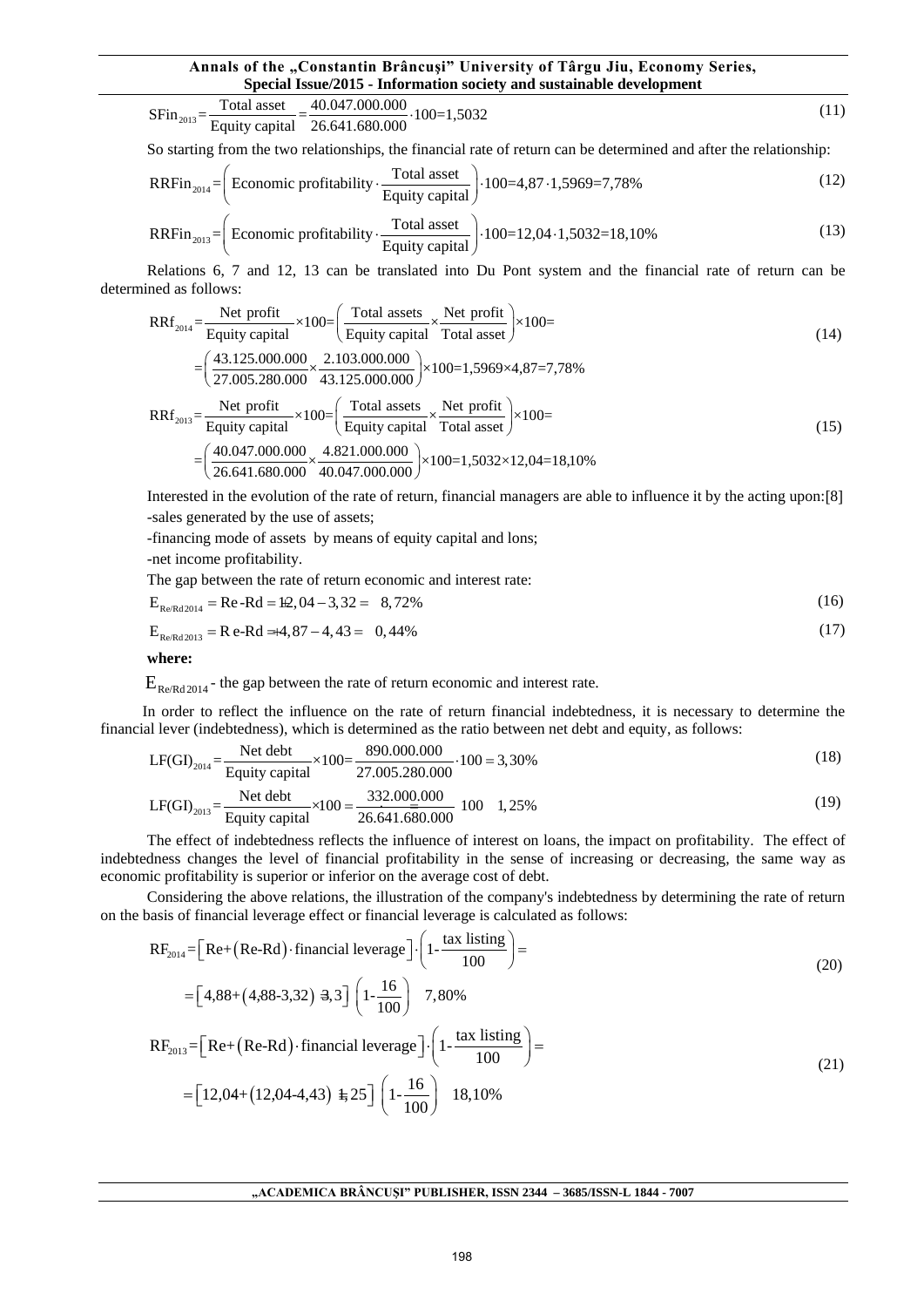$$\text{SFin}_{2013}=\frac{\text{Total asset}}{\text{Equity capital}}=\frac{40.047.000.000}{26.641.680.000}\cdot 100=1,5032 \tag{11}$$

So starting from the two relationships, the financial rate of return can be determined and after the relationship:

$$\text{RRFin}_{2014}=\left(\text{Economic profitability}\cdot\frac{\text{Total asset}}{\text{Equity capital}}\right)\cdot 100=4,87\cdot 1,5969=7,78\% \tag{12}$$

$$\text{RRFin}_{2013}=\left(\text{Economic profitability}\cdot\frac{\text{Total asset}}{\text{Equity capital}}\right)\cdot 100=12,04\cdot 1,5032=18,10\% \tag{13}$$

Relations 6, 7 and 12, 13 can be translated into Du Pont system and the financial rate of return can be determined as follows:

$$\begin{aligned}\text{RRf}_{2014}&=\frac{\text{Net profit}}{\text{Equity capital}}\times 100=\left(\frac{\text{Total assets}}{\text{Equity capital}}\times\frac{\text{Net profit}}{\text{Total asset}}\right)\times 100=\\&=\left(\frac{43.125.000.000}{27.005.280.000}\times\frac{2.103.000.000}{43.125.000.000}\right)\times 100=1,5969\times 4,87=7,78\%\end{aligned} \tag{14}$$

$$\begin{aligned}\text{RRf}_{2013}&=\frac{\text{Net profit}}{\text{Equity capital}}\times 100=\left(\frac{\text{Total assets}}{\text{Equity capital}}\times\frac{\text{Net profit}}{\text{Total asset}}\right)\times 100=\\&=\left(\frac{40.047.000.000}{26.641.680.000}\times\frac{4.821.000.000}{40.047.000.000}\right)\times 100=1,5032\times 12,04=18,10\%\end{aligned} \tag{15}$$

Interested in the evolution of the rate of return, financial managers are able to influence it by the acting upon:[8]

-sales generated by the use of assets;

-financing mode of assets by means of equity capital and lons;

-net income profitability.

The gap between the rate of return economic and interest rate:

$$E_{Re/Rd\,2014}=\text{Re}-\text{Rd}=12,04-3,32=8,72\% \tag{16}$$

$$E_{Re/Rd\,2013}=\text{Re}-\text{Rd}=4,87-4,43=0,44\% \tag{17}$$

**where:**

$E_{Re/Rd\,2014}$ - the gap between the rate of return economic and interest rate.

In order to reflect the influence on the rate of return financial indebtedness, it is necessary to determine the financial lever (indebtedness), which is determined as the ratio between net debt and equity, as follows:

$$\text{LF(GI)}_{2014}=\frac{\text{Net debt}}{\text{Equity capital}}\times 100=\frac{890.000.000}{27.005.280.000}\cdot 100=3,30\% \tag{18}$$

$$\text{LF(GI)}_{2013}=\frac{\text{Net debt}}{\text{Equity capital}}\times 100=\frac{332.000.000}{26.641.680.000}\cdot 100=1,25\% \tag{19}$$

The effect of indebtedness reflects the influence of interest on loans, the impact on profitability. The effect of indebtedness changes the level of financial profitability in the sense of increasing or decreasing, the same way as economic profitability is superior or inferior on the average cost of debt.

Considering the above relations, the illustration of the company's indebtedness by determining the rate of return on the basis of financial leverage effect or financial leverage is calculated as follows:

$$\begin{aligned}\text{RF}_{2014}&=\left[\text{Re}+(\text{Re}-\text{Rd})\cdot\text{financial leverage}\right]\cdot\left(1-\frac{\text{tax listing}}{100}\right)=\\&=\left[4,88+(4,88-3,32)\cdot 3,3\right]\cdot\left(1-\frac{16}{100}\right)=7,80\%\end{aligned} \tag{20}$$

$$\begin{aligned}\text{RF}_{2013}&=\left[\text{Re}+(\text{Re}-\text{Rd})\cdot\text{financial leverage}\right]\cdot\left(1-\frac{\text{tax listing}}{100}\right)=\\&=\left[12,04+(12,04-4,43)\cdot 1,25\right]\cdot\left(1-\frac{16}{100}\right)=18,10\%\end{aligned} \tag{21}$$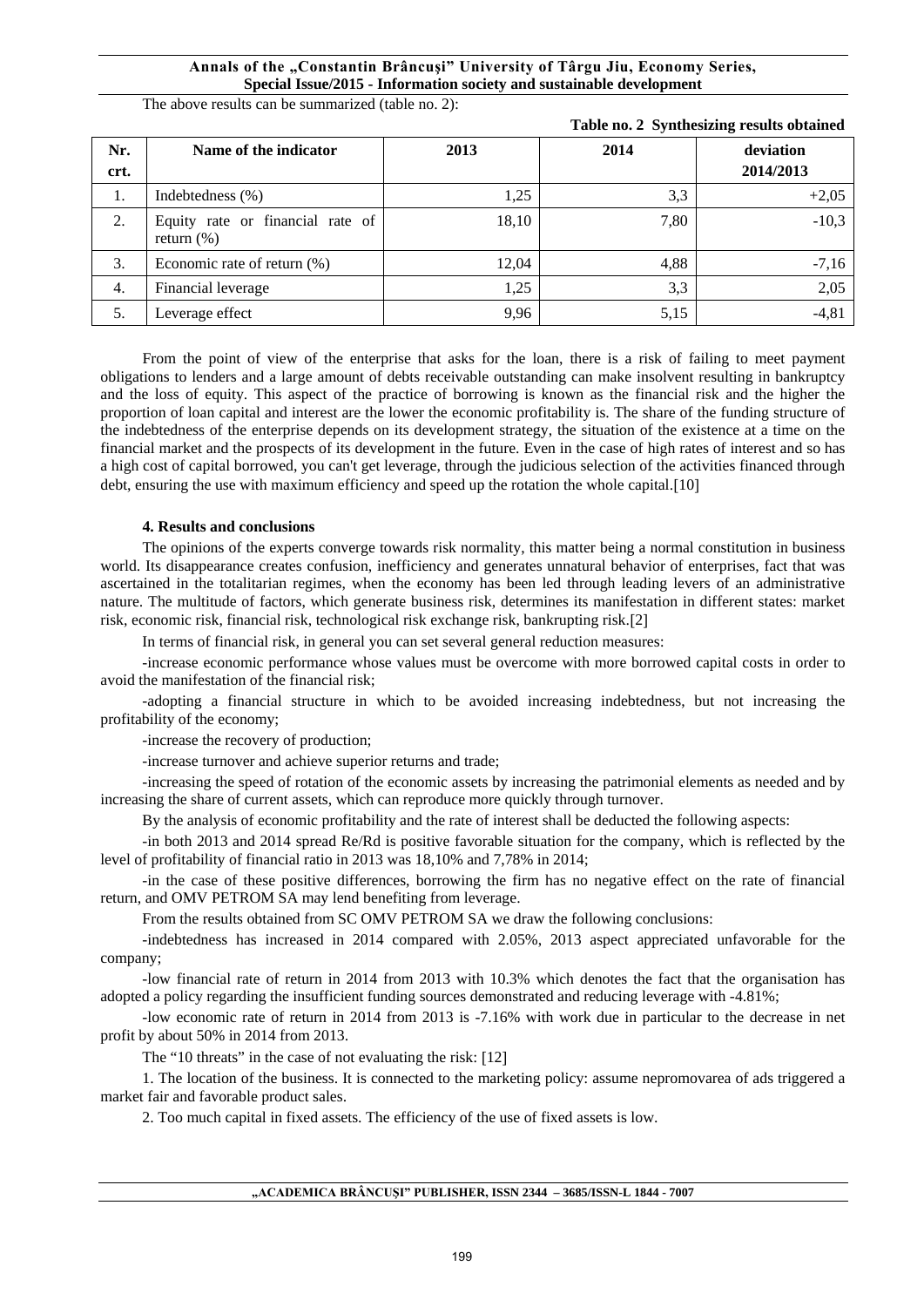The above results can be summarized (table no. 2):

**Table no. 2 Synthesizing results obtained**

| Nr. crt. | Name of the indicator | 2013 | 2014 | deviation 2014/2013 |
|---|---|---|---|---|
| 1. | Indebtedness (%) | 1,25 | 3,3 | +2,05 |
| 2. | Equity rate or financial rate of return (%) | 18,10 | 7,80 | -10,3 |
| 3. | Economic rate of return (%) | 12,04 | 4,88 | -7,16 |
| 4. | Financial leverage | 1,25 | 3,3 | 2,05 |
| 5. | Leverage effect | 9,96 | 5,15 | -4,81 |

From the point of view of the enterprise that asks for the loan, there is a risk of failing to meet payment obligations to lenders and a large amount of debts receivable outstanding can make insolvent resulting in bankruptcy and the loss of equity. This aspect of the practice of borrowing is known as the financial risk and the higher the proportion of loan capital and interest are the lower the economic profitability is. The share of the funding structure of the indebtedness of the enterprise depends on its development strategy, the situation of the existence at a time on the financial market and the prospects of its development in the future. Even in the case of high rates of interest and so has a high cost of capital borrowed, you can't get leverage, through the judicious selection of the activities financed through debt, ensuring the use with maximum efficiency and speed up the rotation the whole capital.[10]

#### 4. Results and conclusions

The opinions of the experts converge towards risk normality, this matter being a normal constitution in business world. Its disappearance creates confusion, inefficiency and generates unnatural behavior of enterprises, fact that was ascertained in the totalitarian regimes, when the economy has been led through leading levers of an administrative nature. The multitude of factors, which generate business risk, determines its manifestation in different states: market risk, economic risk, financial risk, technological risk exchange risk, bankrupting risk.[2]

In terms of financial risk, in general you can set several general reduction measures:

-increase economic performance whose values must be overcome with more borrowed capital costs in order to avoid the manifestation of the financial risk;

-adopting a financial structure in which to be avoided increasing indebtedness, but not increasing the profitability of the economy;

-increase the recovery of production;

-increase turnover and achieve superior returns and trade;

-increasing the speed of rotation of the economic assets by increasing the patrimonial elements as needed and by increasing the share of current assets, which can reproduce more quickly through turnover.

By the analysis of economic profitability and the rate of interest shall be deducted the following aspects:

-in both 2013 and 2014 spread Re/Rd is positive favorable situation for the company, which is reflected by the level of profitability of financial ratio in 2013 was 18,10% and 7,78% in 2014;

-in the case of these positive differences, borrowing the firm has no negative effect on the rate of financial return, and OMV PETROM SA may lend benefiting from leverage.

From the results obtained from SC OMV PETROM SA we draw the following conclusions:

-indebtedness has increased in 2014 compared with 2.05%, 2013 aspect appreciated unfavorable for the company;

-low financial rate of return in 2014 from 2013 with 10.3% which denotes the fact that the organisation has adopted a policy regarding the insufficient funding sources demonstrated and reducing leverage with -4.81%;

-low economic rate of return in 2014 from 2013 is -7.16% with work due in particular to the decrease in net profit by about 50% in 2014 from 2013.

The "10 threats" in the case of not evaluating the risk: [12]

1. The location of the business. It is connected to the marketing policy: assume nepromovarea of ads triggered a market fair and favorable product sales.

2. Too much capital in fixed assets. The efficiency of the use of fixed assets is low.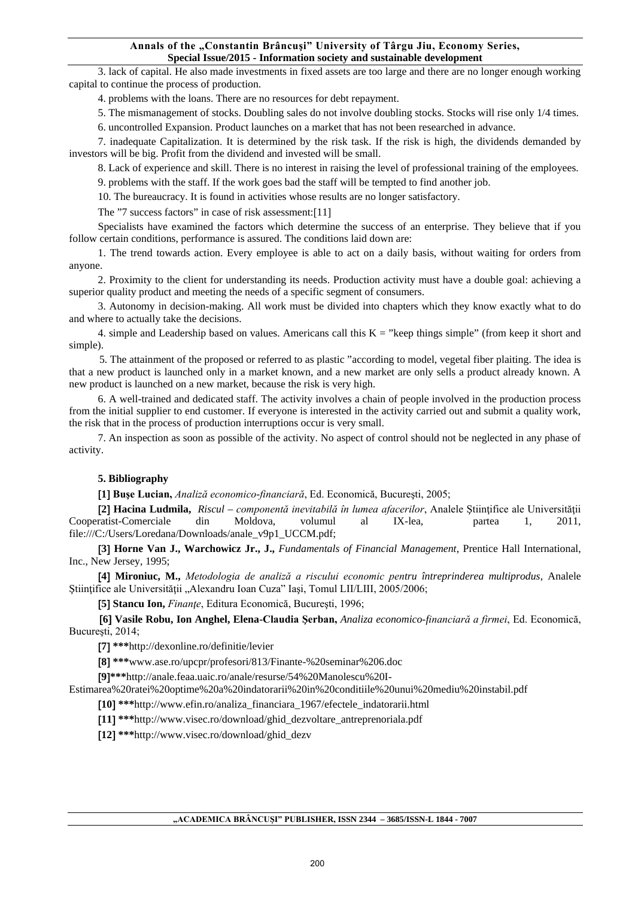3. lack of capital. He also made investments in fixed assets are too large and there are no longer enough working capital to continue the process of production.

4. problems with the loans. There are no resources for debt repayment.

5. The mismanagement of stocks. Doubling sales do not involve doubling stocks. Stocks will rise only 1/4 times.

6. uncontrolled Expansion. Product launches on a market that has not been researched in advance.

7. inadequate Capitalization. It is determined by the risk task. If the risk is high, the dividends demanded by investors will be big. Profit from the dividend and invested will be small.

8. Lack of experience and skill. There is no interest in raising the level of professional training of the employees.

9. problems with the staff. If the work goes bad the staff will be tempted to find another job.

10. The bureaucracy. It is found in activities whose results are no longer satisfactory.

The "7 success factors" in case of risk assessment:[11]

Specialists have examined the factors which determine the success of an enterprise. They believe that if you follow certain conditions, performance is assured. The conditions laid down are:

1. The trend towards action. Every employee is able to act on a daily basis, without waiting for orders from anyone.

2. Proximity to the client for understanding its needs. Production activity must have a double goal: achieving a superior quality product and meeting the needs of a specific segment of consumers.

3. Autonomy in decision-making. All work must be divided into chapters which they know exactly what to do and where to actually take the decisions.

4. simple and Leadership based on values. Americans call this K = "keep things simple" (from keep it short and simple).

5. The attainment of the proposed or referred to as plastic "according to model, vegetal fiber plaiting. The idea is that a new product is launched only in a market known, and a new market are only sells a product already known. A new product is launched on a new market, because the risk is very high.

6. A well-trained and dedicated staff. The activity involves a chain of people involved in the production process from the initial supplier to end customer. If everyone is interested in the activity carried out and submit a quality work, the risk that in the process of production interruptions occur is very small.

7. An inspection as soon as possible of the activity. No aspect of control should not be neglected in any phase of activity.

### 5. Bibliography

**[1] Bușe Lucian,** *Analiză economico-financiară*, Ed. Economică, București, 2005;

**[2] Hacina Ludmila,** *Riscul – componentă inevitabilă în lumea afacerilor*, Analele Ştiinţifice ale Universităţii Cooperatist-Comerciale din Moldova, volumul al IX-lea, partea 1, 2011, file:///C:/Users/Loredana/Downloads/anale_v9p1_UCCM.pdf;

**[3] Horne Van J., Warchowicz Jr., J.,** *Fundamentals of Financial Management*, Prentice Hall International, Inc., New Jersey, 1995;

**[4] Mironiuc, M.,** *Metodologia de analiză a riscului economic pentru întreprinderea multiprodus*, Analele Ştiinţifice ale Universităţii „Alexandru Ioan Cuza" Iaşi, Tomul LII/LIII, 2005/2006;

**[5] Stancu Ion,** *Finanțe*, Editura Economică, București, 1996;

**[6] Vasile Robu, Ion Anghel, Elena-Claudia Șerban,** *Analiza economico-financiară a firmei*, Ed. Economică, București, 2014;

**[7] \*\*\***http://dexonline.ro/definitie/levier

**[8] \*\*\***www.ase.ro/upcpr/profesori/813/Finante-%20seminar%206.doc

**[9]\*\*\***http://anale.feaa.uaic.ro/anale/resurse/54%20Manolescu%20I-Estimarea%20ratei%20optime%20a%20indatorarii%20in%20conditiile%20unui%20mediu%20instabil.pdf

**[10] \*\*\***http://www.efin.ro/analiza_financiara_1967/efectele_indatorarii.html

**[11] \*\*\***http://www.visec.ro/download/ghid_dezvoltare_antreprenoriala.pdf

**[12] \*\*\***http://www.visec.ro/download/ghid_dezv